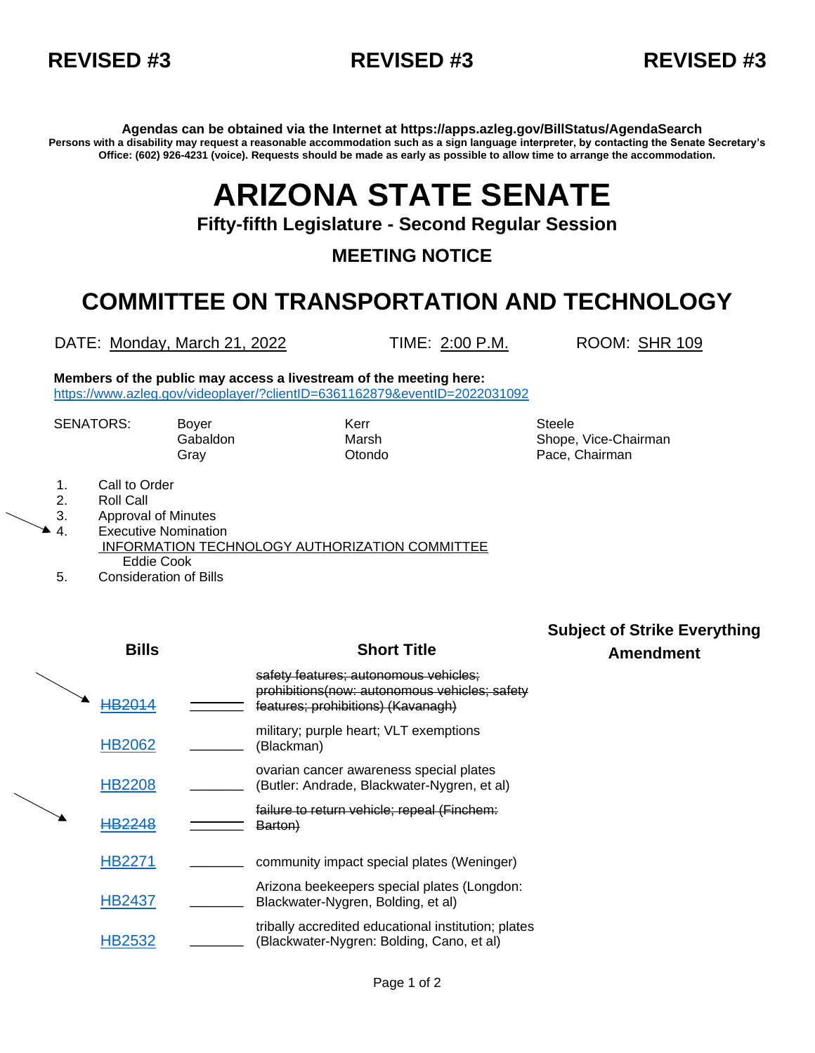**REVISED #3 REVISED #3 REVISED #3**

**Agendas can be obtained via the Internet at https://apps.azleg.gov/BillStatus/AgendaSearch**
**Persons with a disability may request a reasonable accommodation such as a sign language interpreter, by contacting the Senate Secretary's Office: (602) 926-4231 (voice). Requests should be made as early as possible to allow time to arrange the accommodation.**

# ARIZONA STATE SENATE

## Fifty-fifth Legislature - Second Regular Session

## MEETING NOTICE

# COMMITTEE ON TRANSPORTATION AND TECHNOLOGY

DATE: Monday, March 21, 2022 TIME: 2:00 P.M. ROOM: SHR 109

**Members of the public may access a livestream of the meeting here:**
https://www.azleg.gov/videoplayer/?clientID=6361162879&eventID=2022031092

SENATORS: Boyer, Gabaldon, Gray, Kerr, Marsh, Otondo, Steele, Shope, Vice-Chairman, Pace, Chairman

1. Call to Order
2. Roll Call
3. Approval of Minutes
4. Executive Nomination
   INFORMATION TECHNOLOGY AUTHORIZATION COMMITTEE
   Eddie Cook
5. Consideration of Bills

| Bills | | Short Title | Subject of Strike Everything Amendment |
|---|---|---|---|
| ~~HB2014~~ | ______ | ~~safety features; autonomous vehicles; prohibitions(now: autonomous vehicles; safety features; prohibitions) (Kavanagh)~~ | |
| HB2062 | ______ | military; purple heart; VLT exemptions (Blackman) | |
| HB2208 | ______ | ovarian cancer awareness special plates (Butler: Andrade, Blackwater-Nygren, et al) | |
| ~~HB2248~~ | ______ | ~~failure to return vehicle; repeal (Finchem: Barton)~~ | |
| HB2271 | ______ | community impact special plates (Weninger) | |
| HB2437 | ______ | Arizona beekeepers special plates (Longdon: Blackwater-Nygren, Bolding, et al) | |
| HB2532 | ______ | tribally accredited educational institution; plates (Blackwater-Nygren: Bolding, Cano, et al) | |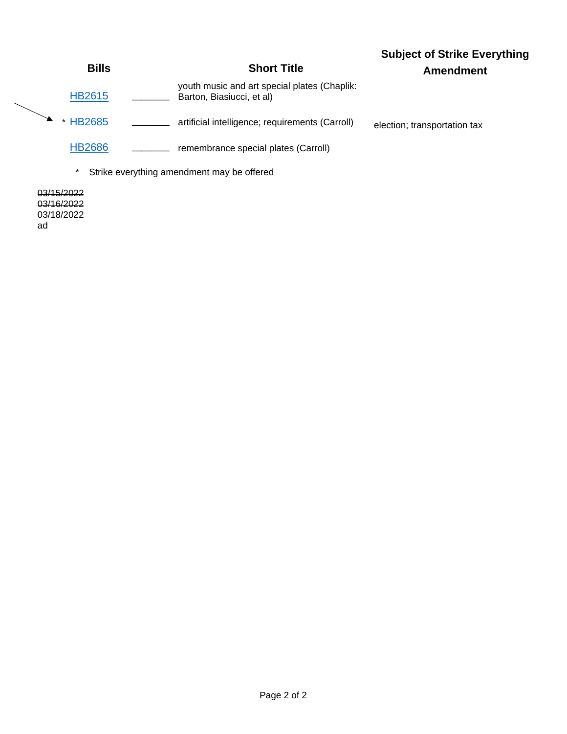| Bills | | Short Title | Subject of Strike Everything Amendment |
|---|---|---|---|
| HB2615 | _______ | youth music and art special plates (Chaplik: Barton, Biasiucci, et al) | |
| * HB2685 | _______ | artificial intelligence; requirements (Carroll) | election; transportation tax |
| HB2686 | _______ | remembrance special plates (Carroll) | |

\* Strike everything amendment may be offered

~~03/15/2022~~
~~03/16/2022~~
03/18/2022
ad